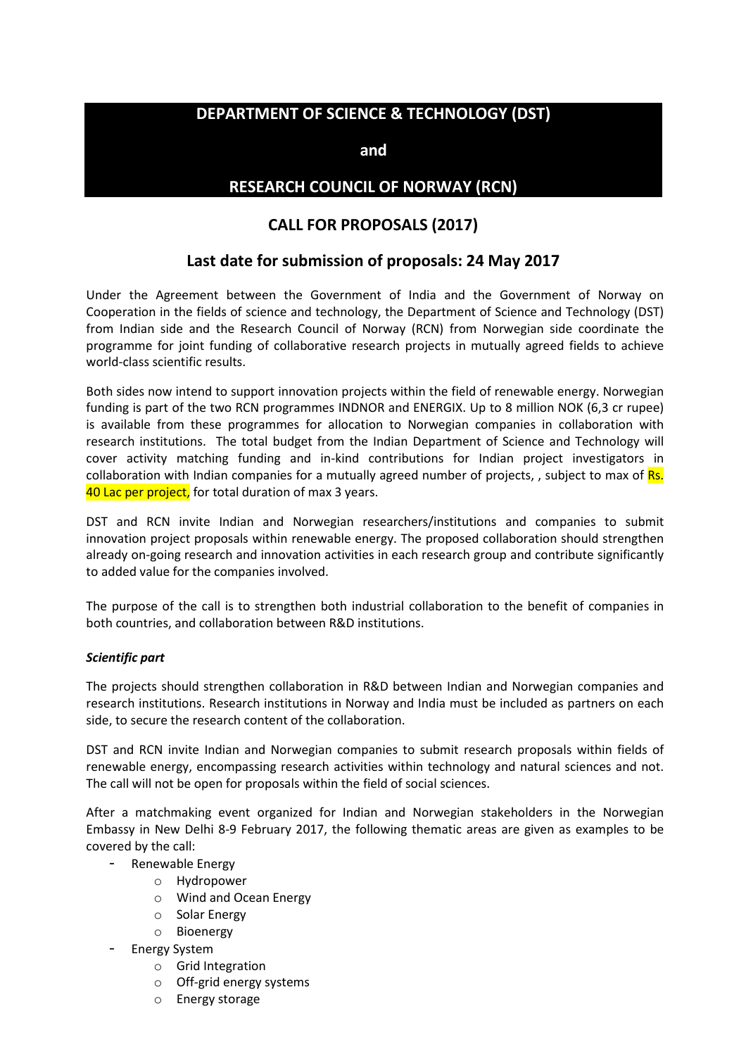# DEPARTMENT OF SCIENCE & TECHNOLOGY (DST)

**and**

# RESEARCH COUNCIL OF NORWAY (RCN)

## CALL FOR PROPOSALS (2017)

## Last date for submission of proposals: 24 May 2017

Under the Agreement between the Government of India and the Government of Norway on Cooperation in the fields of science and technology, the Department of Science and Technology (DST) from Indian side and the Research Council of Norway (RCN) from Norwegian side coordinate the programme for joint funding of collaborative research projects in mutually agreed fields to achieve world-class scientific results.

Both sides now intend to support innovation projects within the field of renewable energy. Norwegian funding is part of the two RCN programmes INDNOR and ENERGIX. Up to 8 million NOK (6,3 cr rupee) is available from these programmes for allocation to Norwegian companies in collaboration with research institutions. The total budget from the Indian Department of Science and Technology will cover activity matching funding and in-kind contributions for Indian project investigators in collaboration with Indian companies for a mutually agreed number of projects, , subject to max of Rs. 40 Lac per project, for total duration of max 3 years.

DST and RCN invite Indian and Norwegian researchers/institutions and companies to submit innovation project proposals within renewable energy. The proposed collaboration should strengthen already on-going research and innovation activities in each research group and contribute significantly to added value for the companies involved.

The purpose of the call is to strengthen both industrial collaboration to the benefit of companies in both countries, and collaboration between R&D institutions.

***Scientific part***

The projects should strengthen collaboration in R&D between Indian and Norwegian companies and research institutions. Research institutions in Norway and India must be included as partners on each side, to secure the research content of the collaboration.

DST and RCN invite Indian and Norwegian companies to submit research proposals within fields of renewable energy, encompassing research activities within technology and natural sciences and not. The call will not be open for proposals within the field of social sciences.

After a matchmaking event organized for Indian and Norwegian stakeholders in the Norwegian Embassy in New Delhi 8-9 February 2017, the following thematic areas are given as examples to be covered by the call:

- Renewable Energy
  - Hydropower
  - Wind and Ocean Energy
  - Solar Energy
  - Bioenergy
- Energy System
  - Grid Integration
  - Off-grid energy systems
  - Energy storage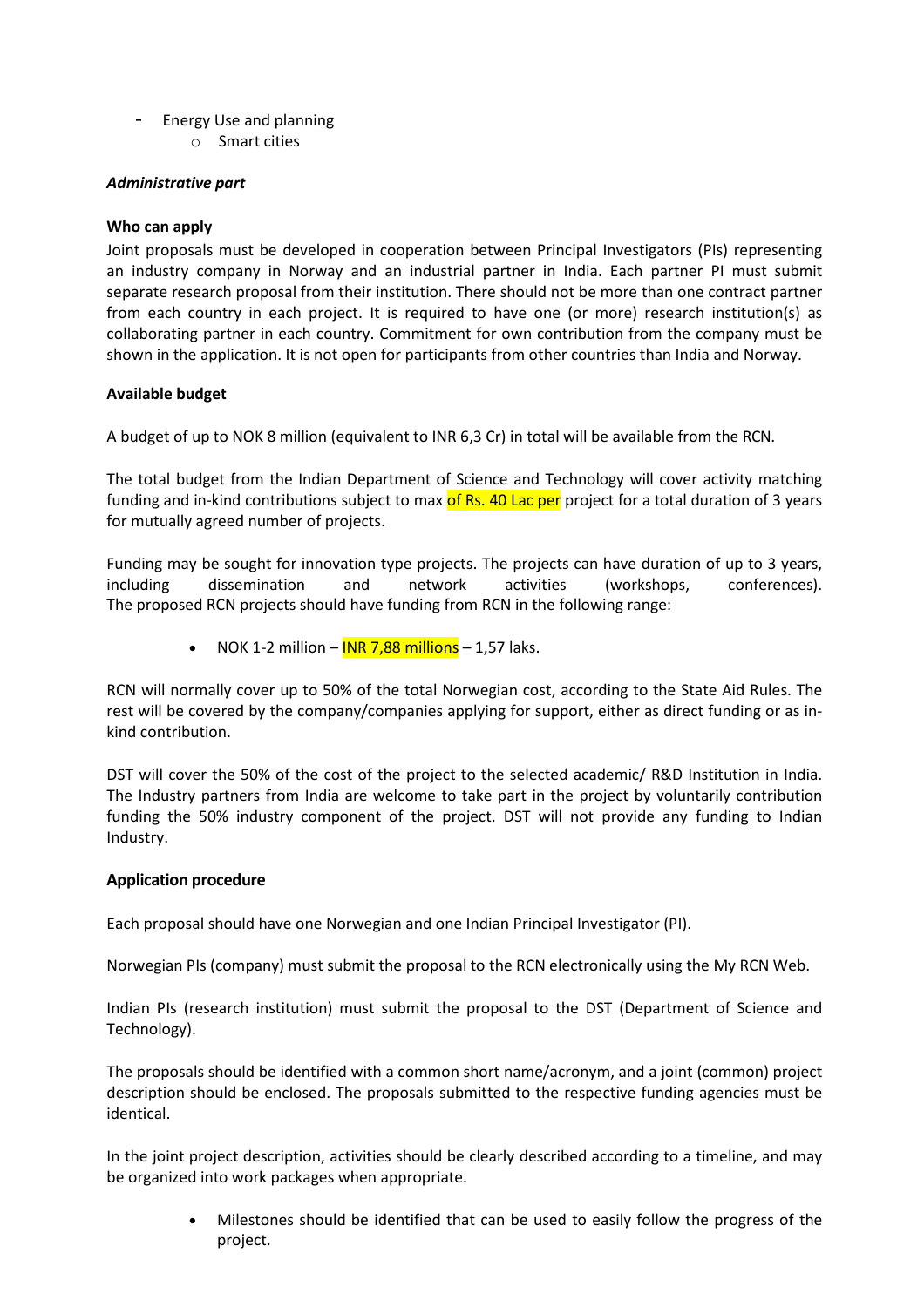- Energy Use and planning
    - Smart cities

***Administrative part***

**Who can apply**

Joint proposals must be developed in cooperation between Principal Investigators (PIs) representing an industry company in Norway and an industrial partner in India. Each partner PI must submit separate research proposal from their institution. There should not be more than one contract partner from each country in each project. It is required to have one (or more) research institution(s) as collaborating partner in each country. Commitment for own contribution from the company must be shown in the application. It is not open for participants from other countries than India and Norway.

**Available budget**

A budget of up to NOK 8 million (equivalent to INR 6,3 Cr) in total will be available from the RCN.

The total budget from the Indian Department of Science and Technology will cover activity matching funding and in-kind contributions subject to max of Rs. 40 Lac per project for a total duration of 3 years for mutually agreed number of projects.

Funding may be sought for innovation type projects. The projects can have duration of up to 3 years, including dissemination and network activities (workshops, conferences). The proposed RCN projects should have funding from RCN in the following range:

- NOK 1-2 million – INR 7,88 millions – 1,57 laks.

RCN will normally cover up to 50% of the total Norwegian cost, according to the State Aid Rules. The rest will be covered by the company/companies applying for support, either as direct funding or as in-kind contribution.

DST will cover the 50% of the cost of the project to the selected academic/ R&D Institution in India. The Industry partners from India are welcome to take part in the project by voluntarily contribution funding the 50% industry component of the project. DST will not provide any funding to Indian Industry.

**Application procedure**

Each proposal should have one Norwegian and one Indian Principal Investigator (PI).

Norwegian PIs (company) must submit the proposal to the RCN electronically using the My RCN Web.

Indian PIs (research institution) must submit the proposal to the DST (Department of Science and Technology).

The proposals should be identified with a common short name/acronym, and a joint (common) project description should be enclosed. The proposals submitted to the respective funding agencies must be identical.

In the joint project description, activities should be clearly described according to a timeline, and may be organized into work packages when appropriate.

- Milestones should be identified that can be used to easily follow the progress of the project.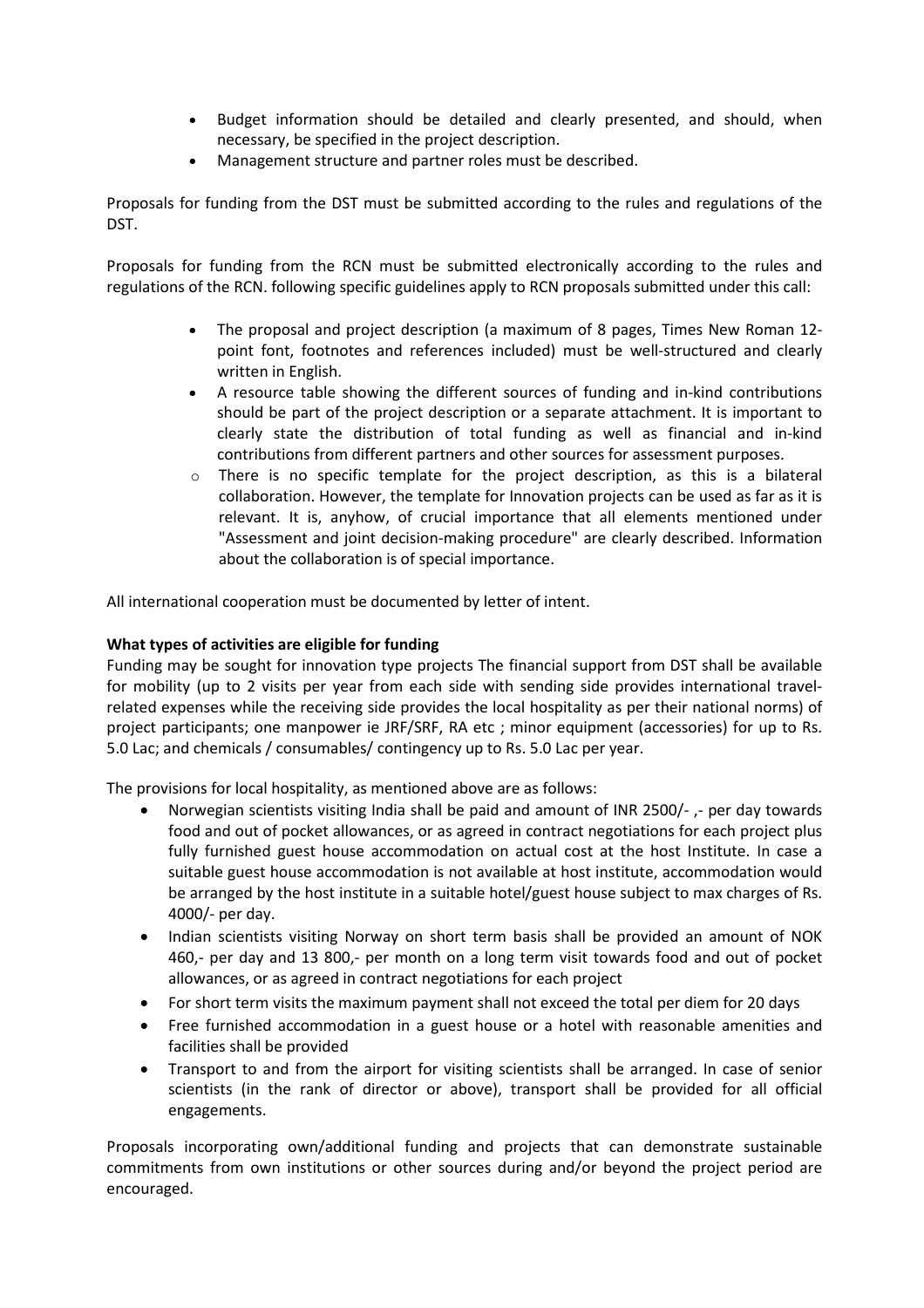- Budget information should be detailed and clearly presented, and should, when necessary, be specified in the project description.
- Management structure and partner roles must be described.

Proposals for funding from the DST must be submitted according to the rules and regulations of the DST.

Proposals for funding from the RCN must be submitted electronically according to the rules and regulations of the RCN. following specific guidelines apply to RCN proposals submitted under this call:

- The proposal and project description (a maximum of 8 pages, Times New Roman 12-point font, footnotes and references included) must be well-structured and clearly written in English.
- A resource table showing the different sources of funding and in-kind contributions should be part of the project description or a separate attachment. It is important to clearly state the distribution of total funding as well as financial and in-kind contributions from different partners and other sources for assessment purposes.
  - There is no specific template for the project description, as this is a bilateral collaboration. However, the template for Innovation projects can be used as far as it is relevant. It is, anyhow, of crucial importance that all elements mentioned under "Assessment and joint decision-making procedure" are clearly described. Information about the collaboration is of special importance.

All international cooperation must be documented by letter of intent.

**What types of activities are eligible for funding**

Funding may be sought for innovation type projects The financial support from DST shall be available for mobility (up to 2 visits per year from each side with sending side provides international travel-related expenses while the receiving side provides the local hospitality as per their national norms) of project participants; one manpower ie JRF/SRF, RA etc ; minor equipment (accessories) for up to Rs. 5.0 Lac; and chemicals / consumables/ contingency up to Rs. 5.0 Lac per year.

The provisions for local hospitality, as mentioned above are as follows:

- Norwegian scientists visiting India shall be paid and amount of INR 2500/- ,- per day towards food and out of pocket allowances, or as agreed in contract negotiations for each project plus fully furnished guest house accommodation on actual cost at the host Institute. In case a suitable guest house accommodation is not available at host institute, accommodation would be arranged by the host institute in a suitable hotel/guest house subject to max charges of Rs. 4000/- per day.
- Indian scientists visiting Norway on short term basis shall be provided an amount of NOK 460,- per day and 13 800,- per month on a long term visit towards food and out of pocket allowances, or as agreed in contract negotiations for each project
- For short term visits the maximum payment shall not exceed the total per diem for 20 days
- Free furnished accommodation in a guest house or a hotel with reasonable amenities and facilities shall be provided
- Transport to and from the airport for visiting scientists shall be arranged. In case of senior scientists (in the rank of director or above), transport shall be provided for all official engagements.

Proposals incorporating own/additional funding and projects that can demonstrate sustainable commitments from own institutions or other sources during and/or beyond the project period are encouraged.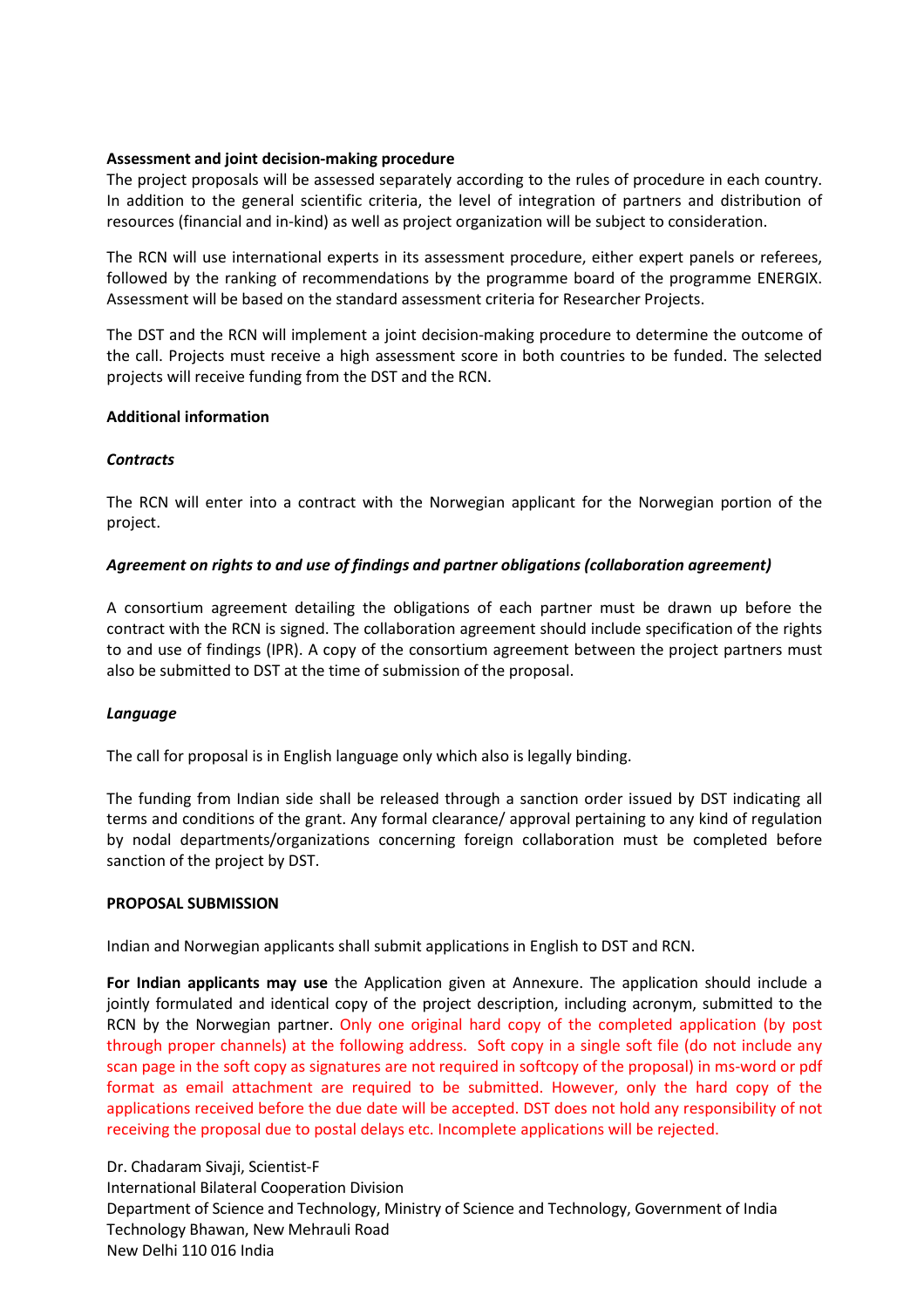**Assessment and joint decision-making procedure**

The project proposals will be assessed separately according to the rules of procedure in each country. In addition to the general scientific criteria, the level of integration of partners and distribution of resources (financial and in-kind) as well as project organization will be subject to consideration.

The RCN will use international experts in its assessment procedure, either expert panels or referees, followed by the ranking of recommendations by the programme board of the programme ENERGIX. Assessment will be based on the standard assessment criteria for Researcher Projects.

The DST and the RCN will implement a joint decision-making procedure to determine the outcome of the call. Projects must receive a high assessment score in both countries to be funded. The selected projects will receive funding from the DST and the RCN.

**Additional information**

***Contracts***

The RCN will enter into a contract with the Norwegian applicant for the Norwegian portion of the project.

***Agreement on rights to and use of findings and partner obligations (collaboration agreement)***

A consortium agreement detailing the obligations of each partner must be drawn up before the contract with the RCN is signed. The collaboration agreement should include specification of the rights to and use of findings (IPR). A copy of the consortium agreement between the project partners must also be submitted to DST at the time of submission of the proposal.

***Language***

The call for proposal is in English language only which also is legally binding.

The funding from Indian side shall be released through a sanction order issued by DST indicating all terms and conditions of the grant. Any formal clearance/ approval pertaining to any kind of regulation by nodal departments/organizations concerning foreign collaboration must be completed before sanction of the project by DST.

**PROPOSAL SUBMISSION**

Indian and Norwegian applicants shall submit applications in English to DST and RCN.

**For Indian applicants may use** the Application given at Annexure. The application should include a jointly formulated and identical copy of the project description, including acronym, submitted to the RCN by the Norwegian partner. Only one original hard copy of the completed application (by post through proper channels) at the following address. Soft copy in a single soft file (do not include any scan page in the soft copy as signatures are not required in softcopy of the proposal) in ms-word or pdf format as email attachment are required to be submitted. However, only the hard copy of the applications received before the due date will be accepted. DST does not hold any responsibility of not receiving the proposal due to postal delays etc. Incomplete applications will be rejected.

Dr. Chadaram Sivaji, Scientist-F
International Bilateral Cooperation Division
Department of Science and Technology, Ministry of Science and Technology, Government of India
Technology Bhawan, New Mehrauli Road
New Delhi 110 016 India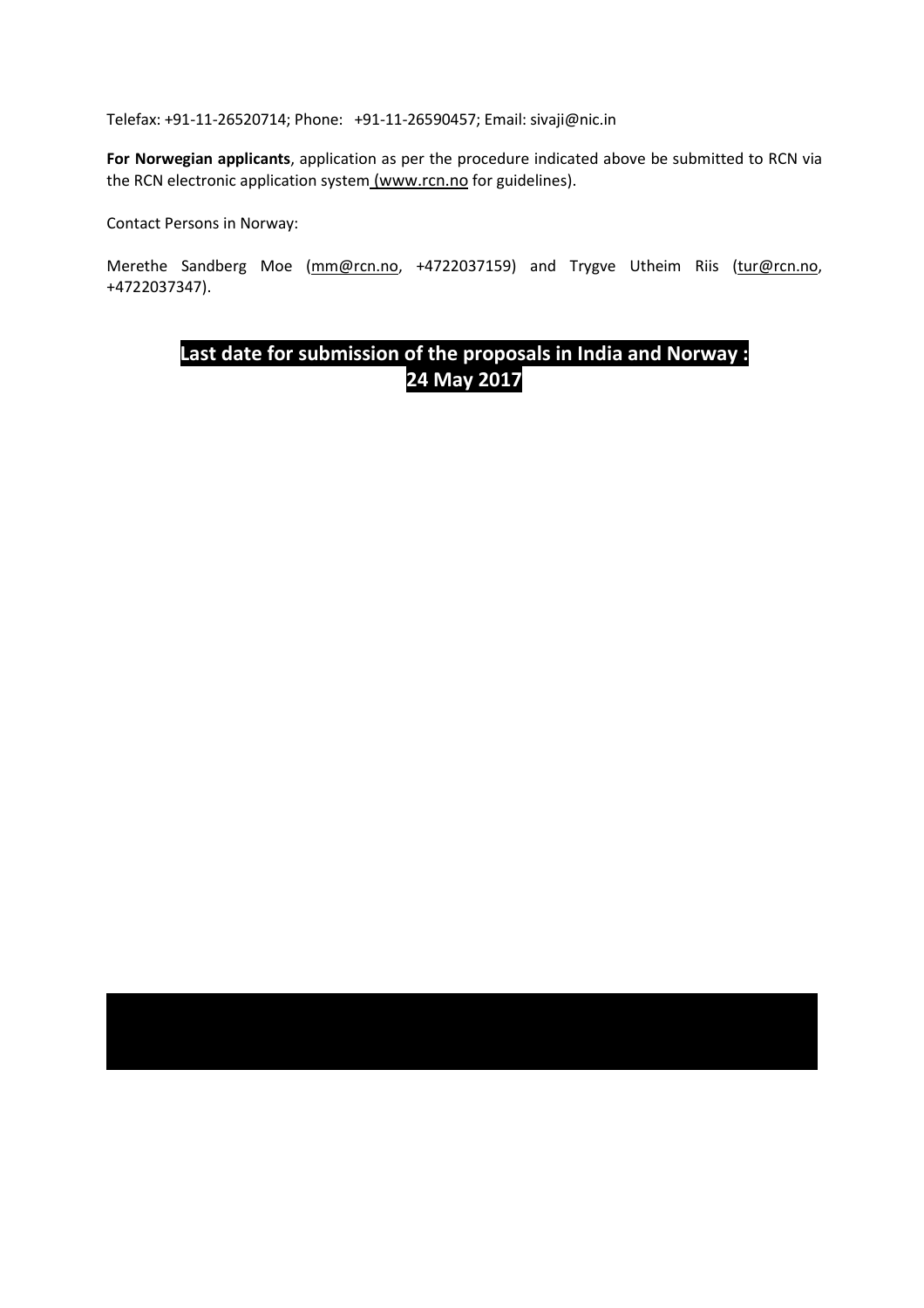Telefax: +91-11-26520714; Phone: +91-11-26590457; Email: sivaji@nic.in

**For Norwegian applicants**, application as per the procedure indicated above be submitted to RCN via the RCN electronic application system (www.rcn.no for guidelines).

Contact Persons in Norway:

Merethe Sandberg Moe (mm@rcn.no, +4722037159) and Trygve Utheim Riis (tur@rcn.no, +4722037347).

**Last date for submission of the proposals in India and Norway : 24 May 2017**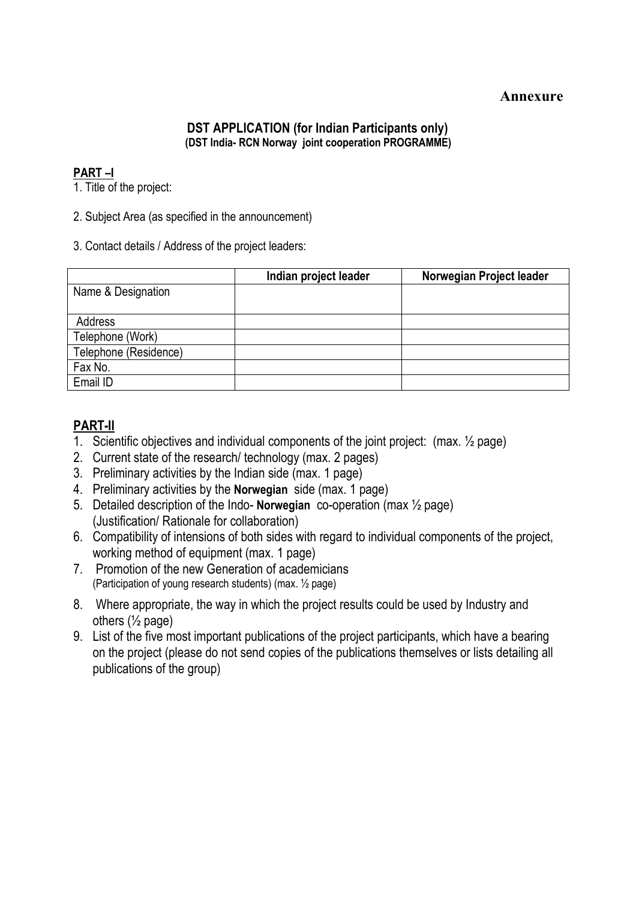**Annexure**

## DST APPLICATION (for Indian Participants only)

**(DST India- RCN Norway joint cooperation PROGRAMME)**

**PART –I**

1. Title of the project:

2. Subject Area (as specified in the announcement)

3. Contact details / Address of the project leaders:

| | Indian project leader | Norwegian Project leader |
|---|---|---|
| Name & Designation | | |
| Address | | |
| Telephone (Work) | | |
| Telephone (Residence) | | |
| Fax No. | | |
| Email ID | | |

## PART-II

1. Scientific objectives and individual components of the joint project: (max. ½ page)
2. Current state of the research/ technology (max. 2 pages)
3. Preliminary activities by the Indian side (max. 1 page)
4. Preliminary activities by the **Norwegian** side (max. 1 page)
5. Detailed description of the Indo- **Norwegian** co-operation (max ½ page) (Justification/ Rationale for collaboration)
6. Compatibility of intensions of both sides with regard to individual components of the project, working method of equipment (max. 1 page)
7. Promotion of the new Generation of academicians (Participation of young research students) (max. ½ page)
8. Where appropriate, the way in which the project results could be used by Industry and others (½ page)
9. List of the five most important publications of the project participants, which have a bearing on the project (please do not send copies of the publications themselves or lists detailing all publications of the group)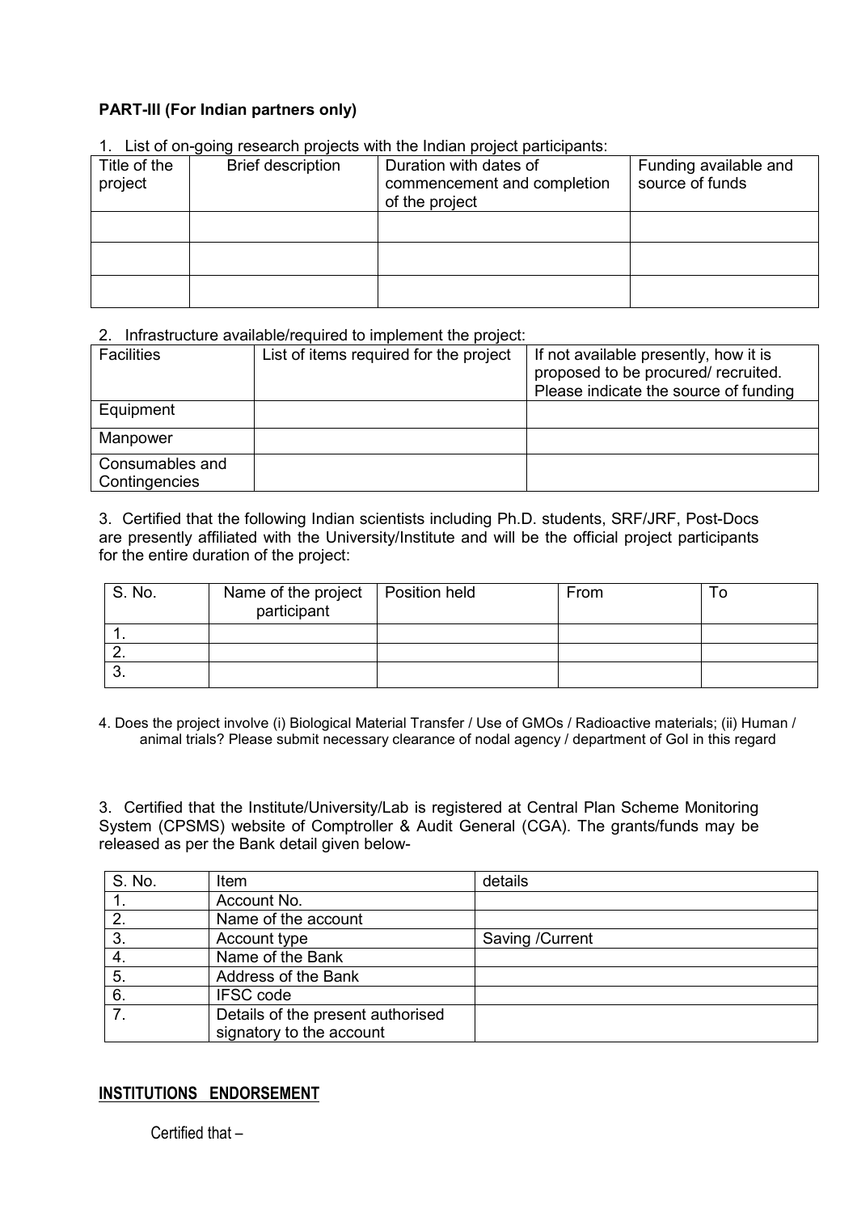**PART-III (For Indian partners only)**

1. List of on-going research projects with the Indian project participants:

| Title of the project | Brief description | Duration with dates of commencement and completion of the project | Funding available and source of funds |
|---|---|---|---|
| | | | |
| | | | |
| | | | |

2. Infrastructure available/required to implement the project:

| Facilities | List of items required for the project | If not available presently, how it is proposed to be procured/ recruited. Please indicate the source of funding |
|---|---|---|
| Equipment | | |
| Manpower | | |
| Consumables and Contingencies | | |

3. Certified that the following Indian scientists including Ph.D. students, SRF/JRF, Post-Docs are presently affiliated with the University/Institute and will be the official project participants for the entire duration of the project:

| S. No. | Name of the project participant | Position held | From | To |
|---|---|---|---|---|
| 1. | | | | |
| 2. | | | | |
| 3. | | | | |

4. Does the project involve (i) Biological Material Transfer / Use of GMOs / Radioactive materials; (ii) Human / animal trials? Please submit necessary clearance of nodal agency / department of GoI in this regard

3. Certified that the Institute/University/Lab is registered at Central Plan Scheme Monitoring System (CPSMS) website of Comptroller & Audit General (CGA). The grants/funds may be released as per the Bank detail given below-

| S. No. | Item | details |
|---|---|---|
| 1. | Account No. | |
| 2. | Name of the account | |
| 3. | Account type | Saving /Current |
| 4. | Name of the Bank | |
| 5. | Address of the Bank | |
| 6. | IFSC code | |
| 7. | Details of the present authorised signatory to the account | |

**INSTITUTIONS ENDORSEMENT**

Certified that –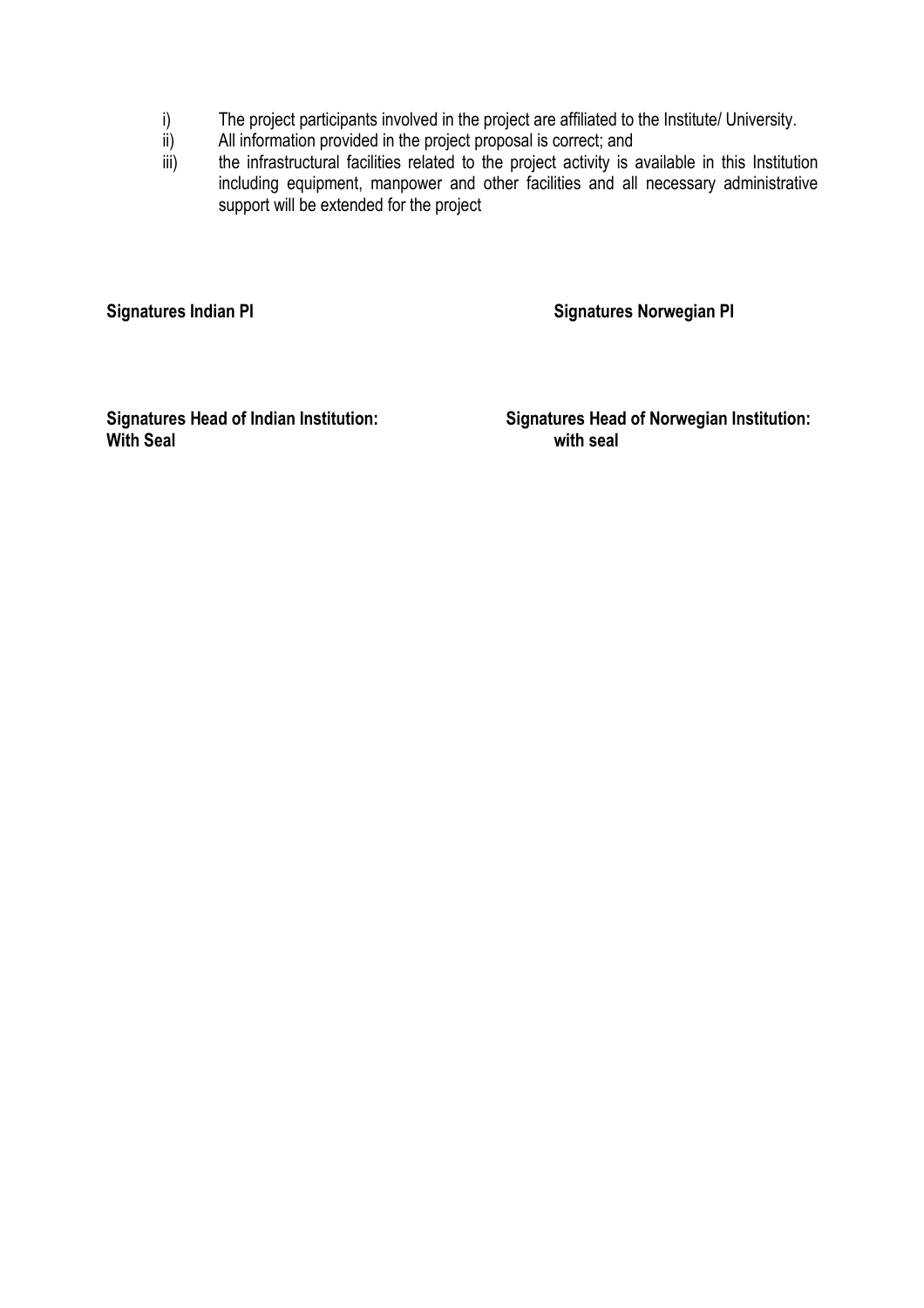i) The project participants involved in the project are affiliated to the Institute/ University.

ii) All information provided in the project proposal is correct; and

iii) the infrastructural facilities related to the project activity is available in this Institution including equipment, manpower and other facilities and all necessary administrative support will be extended for the project

**Signatures Indian PI**

**Signatures Norwegian PI**

**Signatures Head of Indian Institution:**
**With Seal**

**Signatures Head of Norwegian Institution:**
**with seal**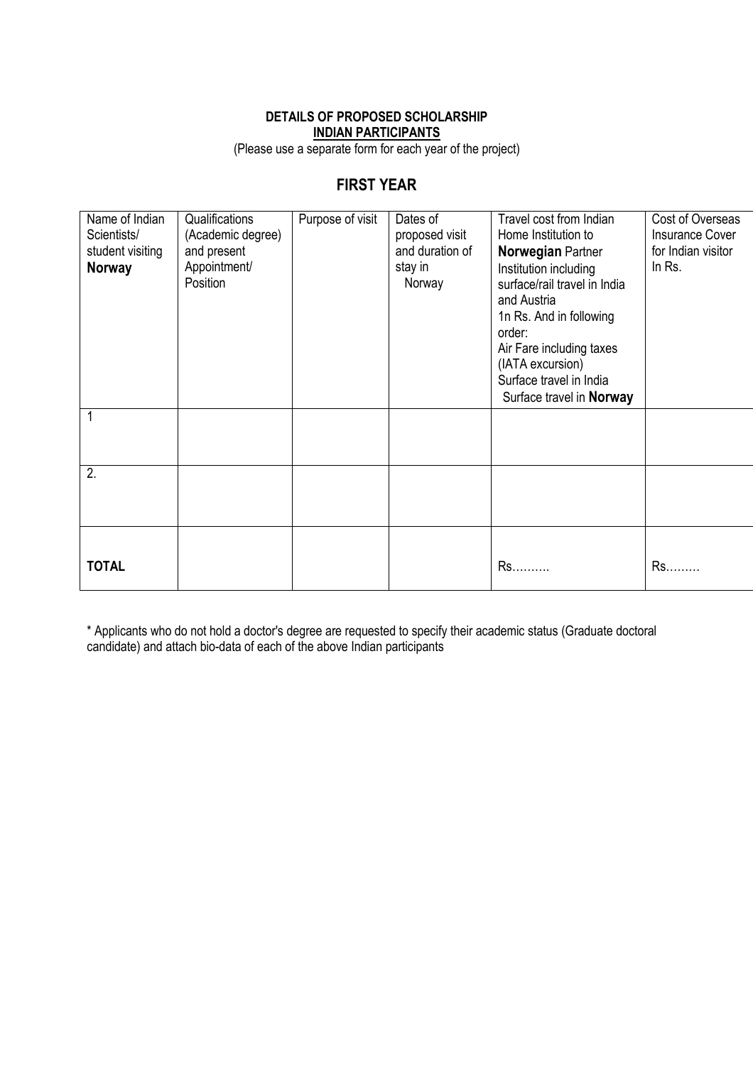**DETAILS OF PROPOSED SCHOLARSHIP**
**INDIAN PARTICIPANTS**
(Please use a separate form for each year of the project)

## FIRST YEAR

| Name of Indian Scientists/ student visiting **Norway** | Qualifications (Academic degree) and present Appointment/ Position | Purpose of visit | Dates of proposed visit and duration of stay in Norway | Travel cost from Indian Home Institution to **Norwegian** Partner Institution including surface/rail travel in India and Austria 1n Rs. And in following order: Air Fare including taxes (IATA excursion) Surface travel in India Surface travel in **Norway** | Cost of Overseas Insurance Cover for Indian visitor In Rs. |
|---|---|---|---|---|---|
| 1 | | | | | |
| 2. | | | | | |
| **TOTAL** | | | | Rs………. | Rs……… |

* Applicants who do not hold a doctor's degree are requested to specify their academic status (Graduate doctoral candidate) and attach bio-data of each of the above Indian participants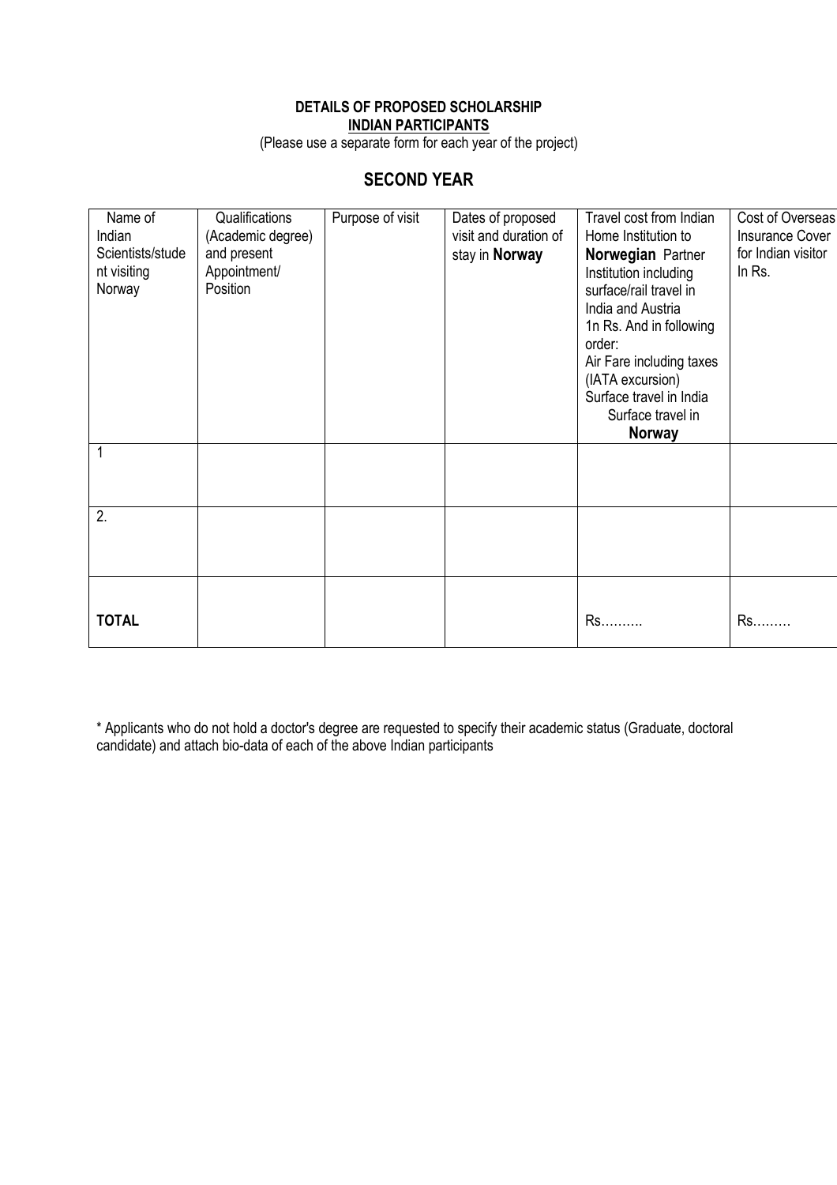**DETAILS OF PROPOSED SCHOLARSHIP**
**INDIAN PARTICIPANTS**
(Please use a separate form for each year of the project)

## SECOND YEAR

| Name of Indian Scientists/student visiting Norway | Qualifications (Academic degree) and present Appointment/ Position | Purpose of visit | Dates of proposed visit and duration of stay in **Norway** | Travel cost from Indian Home Institution to **Norwegian** Partner Institution including surface/rail travel in India and Austria 1n Rs. And in following order: Air Fare including taxes (IATA excursion) Surface travel in India Surface travel in **Norway** | Cost of Overseas Insurance Cover for Indian visitor In Rs. |
|---|---|---|---|---|---|
| 1 | | | | | |
| 2. | | | | | |
| **TOTAL** | | | | Rs………. | Rs……… |

* Applicants who do not hold a doctor's degree are requested to specify their academic status (Graduate, doctoral candidate) and attach bio-data of each of the above Indian participants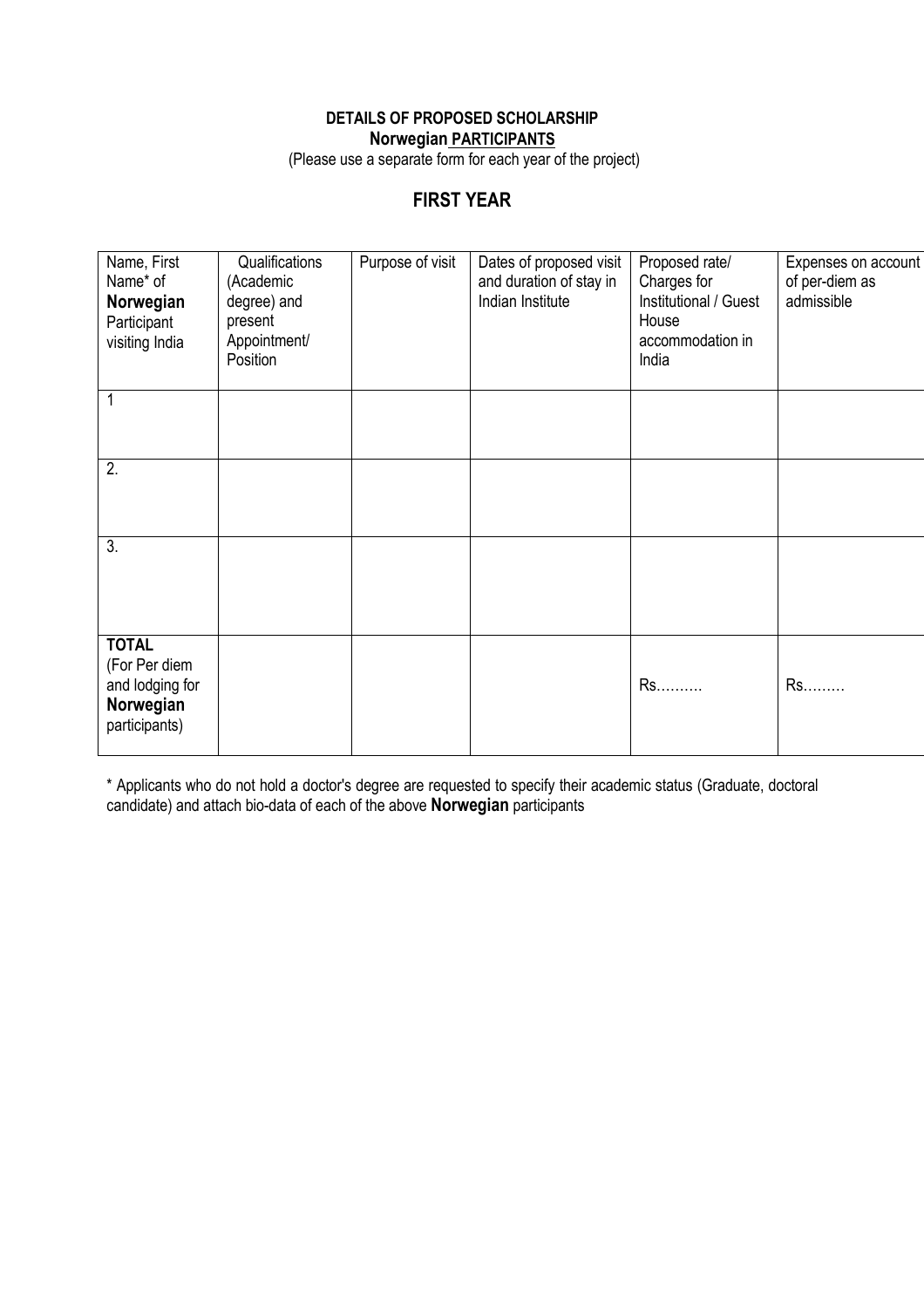**DETAILS OF PROPOSED SCHOLARSHIP**
**Norwegian PARTICIPANTS**
(Please use a separate form for each year of the project)

## FIRST YEAR

| Name, First Name* of **Norwegian** Participant visiting India | Qualifications (Academic degree) and present Appointment/ Position | Purpose of visit | Dates of proposed visit and duration of stay in Indian Institute | Proposed rate/ Charges for Institutional / Guest House accommodation in India | Expenses on account of per-diem as admissible |
|---|---|---|---|---|---|
| 1 | | | | | |
| 2. | | | | | |
| 3. | | | | | |
| **TOTAL** (For Per diem and lodging for **Norwegian** participants) | | | | Rs……… | Rs……… |

* Applicants who do not hold a doctor's degree are requested to specify their academic status (Graduate, doctoral candidate) and attach bio-data of each of the above **Norwegian** participants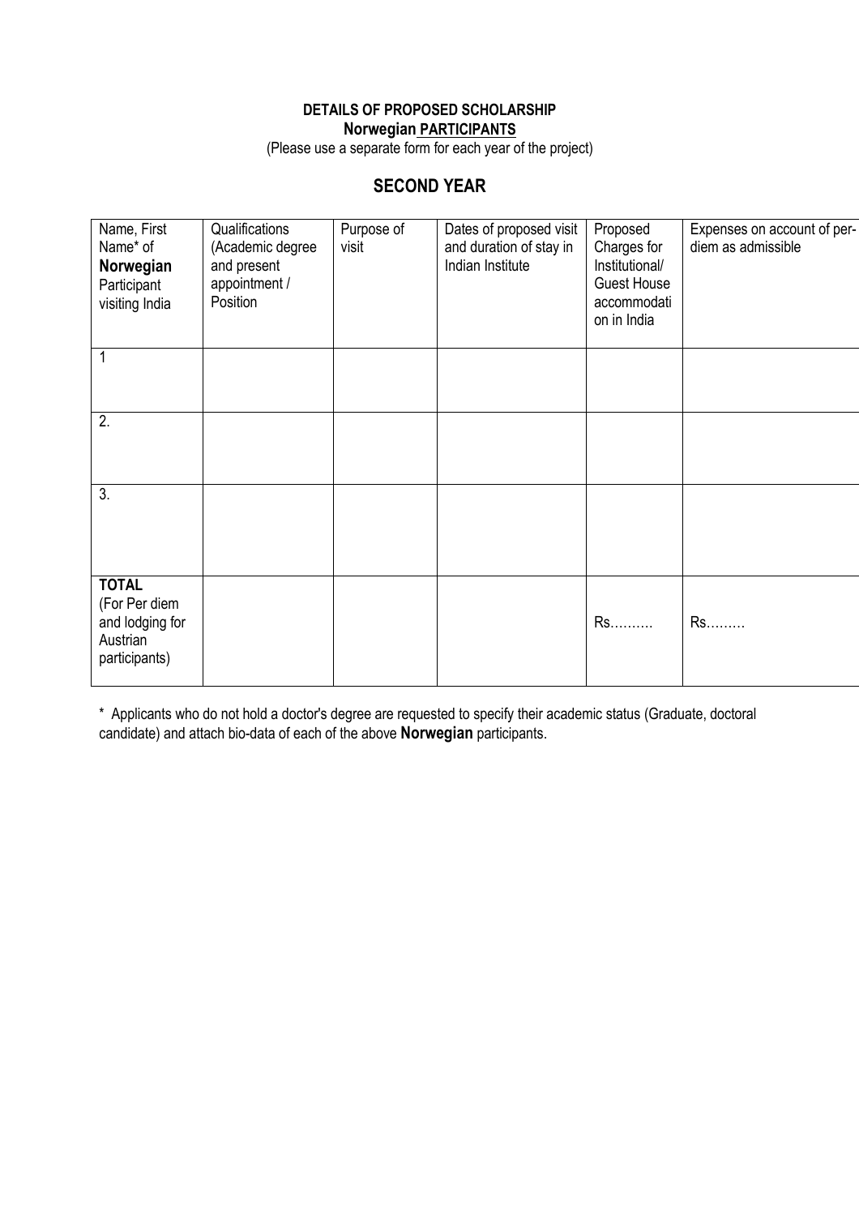**DETAILS OF PROPOSED SCHOLARSHIP**
**Norwegian PARTICIPANTS**
(Please use a separate form for each year of the project)

## SECOND YEAR

| Name, First Name* of **Norwegian** Participant visiting India | Qualifications (Academic degree and present appointment / Position | Purpose of visit | Dates of proposed visit and duration of stay in Indian Institute | Proposed Charges for Institutional/ Guest House accommodation in India | Expenses on account of per-diem as admissible |
|---|---|---|---|---|---|
| 1 | | | | | |
| 2. | | | | | |
| 3. | | | | | |
| **TOTAL** (For Per diem and lodging for Austrian participants) | | | | Rs………. | Rs……… |

* Applicants who do not hold a doctor's degree are requested to specify their academic status (Graduate, doctoral candidate) and attach bio-data of each of the above **Norwegian** participants.